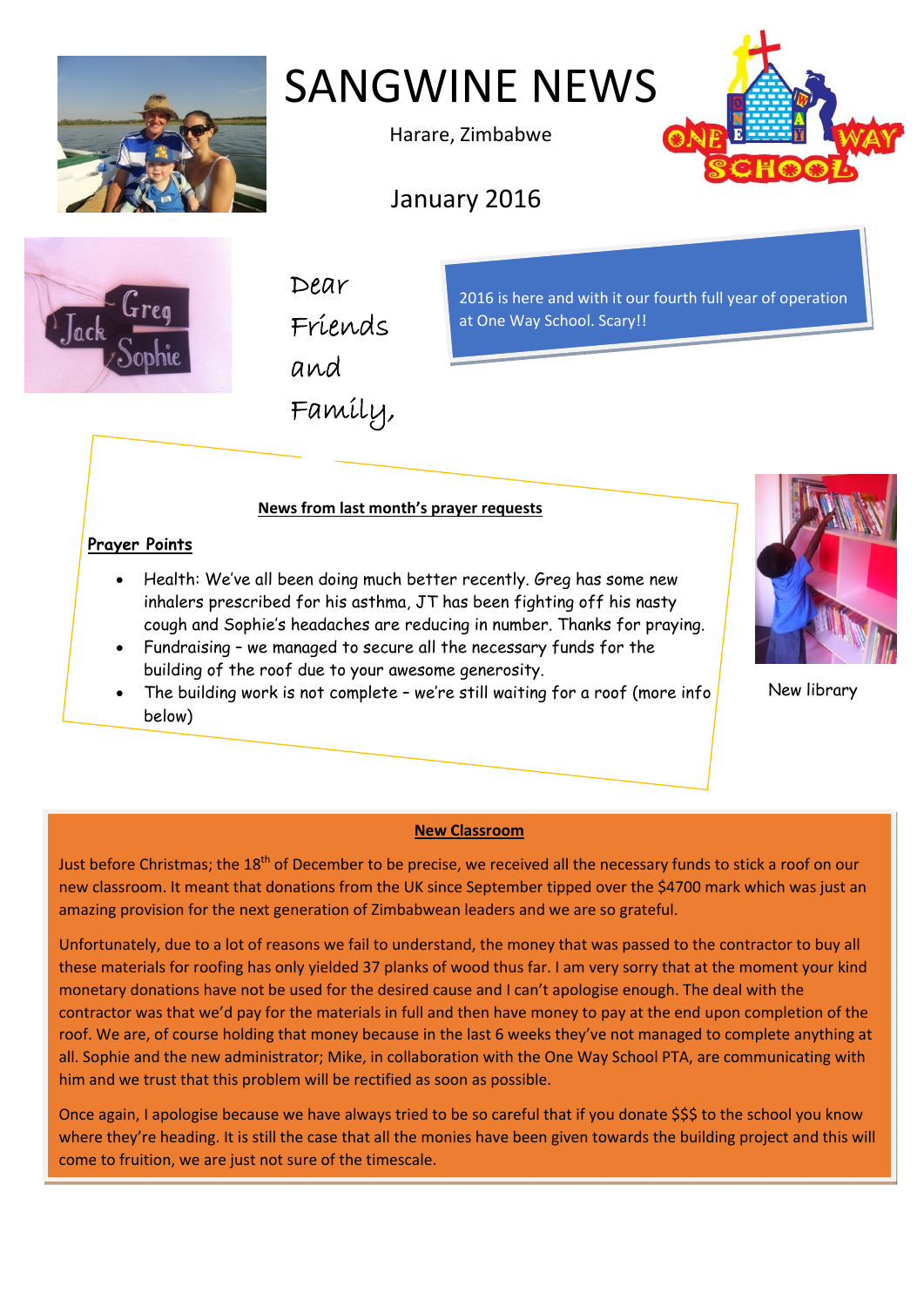# SANGWINE NEWS

Harare, Zimbabwe

January 2016

Dear Friends and Family,

2016 is here and with it our fourth full year of operation at One Way School. Scary!!

**News from last month's prayer requests**

**Prayer Points**

- Health: We've all been doing much better recently. Greg has some new inhalers prescribed for his asthma, JT has been fighting off his nasty cough and Sophie's headaches are reducing in number. Thanks for praying.
- Fundraising – we managed to secure all the necessary funds for the building of the roof due to your awesome generosity.
- The building work is not complete – we're still waiting for a roof (more info below)

New library

**New Classroom**

Just before Christmas; the 18th of December to be precise, we received all the necessary funds to stick a roof on our new classroom. It meant that donations from the UK since September tipped over the $4700 mark which was just an amazing provision for the next generation of Zimbabwean leaders and we are so grateful.

Unfortunately, due to a lot of reasons we fail to understand, the money that was passed to the contractor to buy all these materials for roofing has only yielded 37 planks of wood thus far. I am very sorry that at the moment your kind monetary donations have not be used for the desired cause and I can't apologise enough. The deal with the contractor was that we'd pay for the materials in full and then have money to pay at the end upon completion of the roof. We are, of course holding that money because in the last 6 weeks they've not managed to complete anything at all. Sophie and the new administrator; Mike, in collaboration with the One Way School PTA, are communicating with him and we trust that this problem will be rectified as soon as possible.

Once again, I apologise because we have always tried to be so careful that if you donate $$$ to the school you know where they're heading. It is still the case that all the monies have been given towards the building project and this will come to fruition, we are just not sure of the timescale.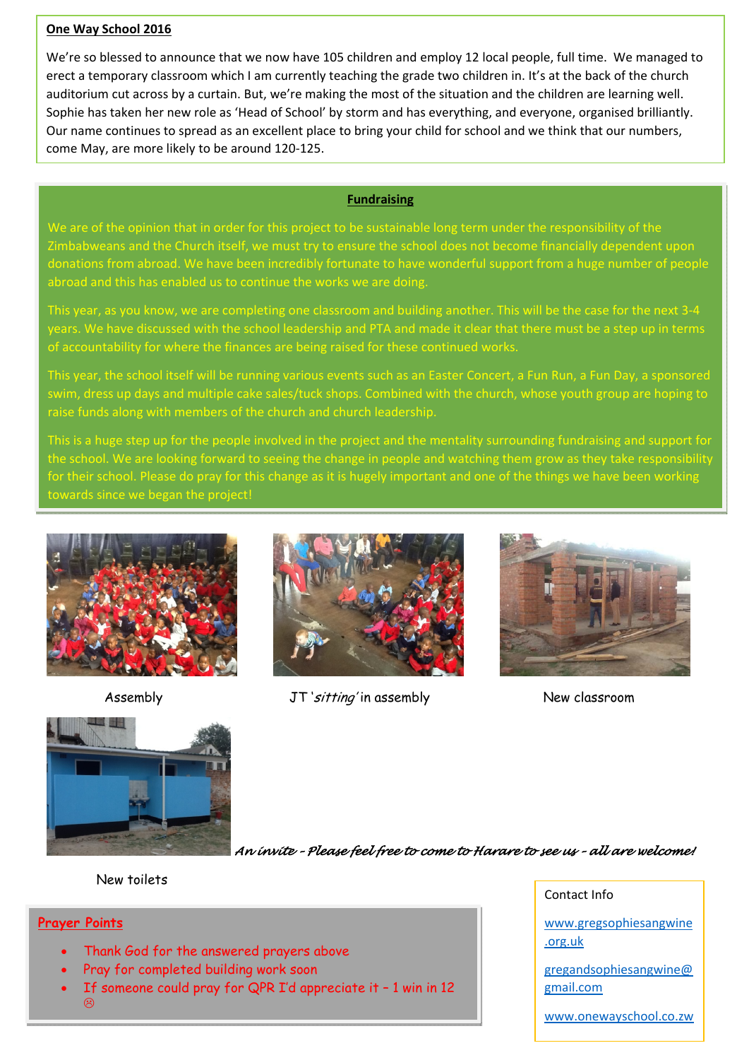**One Way School 2016**

We're so blessed to announce that we now have 105 children and employ 12 local people, full time. We managed to erect a temporary classroom which I am currently teaching the grade two children in. It's at the back of the church auditorium cut across by a curtain. But, we're making the most of the situation and the children are learning well. Sophie has taken her new role as 'Head of School' by storm and has everything, and everyone, organised brilliantly. Our name continues to spread as an excellent place to bring your child for school and we think that our numbers, come May, are more likely to be around 120-125.

**Fundraising**

We are of the opinion that in order for this project to be sustainable long term under the responsibility of the Zimbabweans and the Church itself, we must try to ensure the school does not become financially dependent upon donations from abroad. We have been incredibly fortunate to have wonderful support from a huge number of people abroad and this has enabled us to continue the works we are doing.

This year, as you know, we are completing one classroom and building another. This will be the case for the next 3-4 years. We have discussed with the school leadership and PTA and made it clear that there must be a step up in terms of accountability for where the finances are being raised for these continued works.

This year, the school itself will be running various events such as an Easter Concert, a Fun Run, a Fun Day, a sponsored swim, dress up days and multiple cake sales/tuck shops. Combined with the church, whose youth group are hoping to raise funds along with members of the church and church leadership.

This is a huge step up for the people involved in the project and the mentality surrounding fundraising and support for the school. We are looking forward to seeing the change in people and watching them grow as they take responsibility for their school. Please do pray for this change as it is hugely important and one of the things we have been working towards since we began the project!

Assembly

JT '*sitting*' in assembly

New classroom

New toilets

*An invite – Please feel free to come to Harare to see us – all are welcome!*

**Prayer Points**

- Thank God for the answered prayers above
- Pray for completed building work soon
- If someone could pray for QPR I'd appreciate it – 1 win in 12 ☹

Contact Info

www.gregsophiesangwine.org.uk

gregandsophiesangwine@gmail.com

www.onewayschool.co.zw